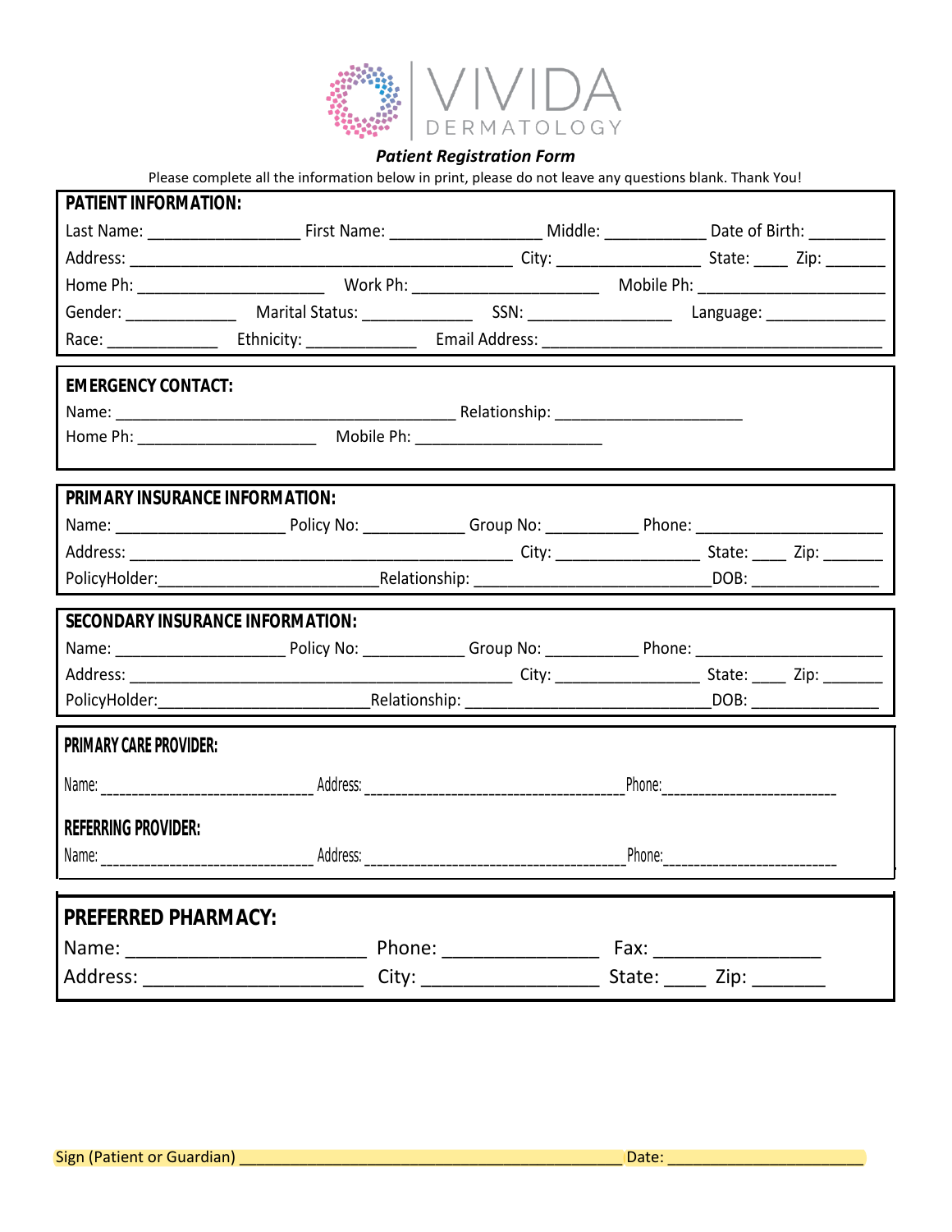# VIVIDA DERMATOLOGY

***Patient Registration Form***

Please complete all the information below in print, please do not leave any questions blank. Thank You!

## PATIENT INFORMATION:

Last Name: _________________ First Name: _________________ Middle: ___________ Date of Birth: ________

Address: ___________________________________________ City: ________________ State: ____ Zip: _______

Home Ph: _____________________ Work Ph: _____________________ Mobile Ph: _____________________

Gender: ____________ Marital Status: ____________ SSN: ________________ Language: _____________

Race: ____________ Ethnicity: ____________ Email Address: ______________________________________

## EMERGENCY CONTACT:

Name: _____________________________________ Relationship: _____________________

Home Ph: ____________________ Mobile Ph: _____________________

## PRIMARY INSURANCE INFORMATION:

Name: ___________________ Policy No: ___________ Group No: __________ Phone: _____________________

Address: ___________________________________________ City: ________________ State: ____ Zip: _______

PolicyHolder:________________________Relationship: ___________________________DOB: ______________

## SECONDARY INSURANCE INFORMATION:

Name: ___________________ Policy No: ___________ Group No: __________ Phone: _____________________

Address: ___________________________________________ City: ________________ State: ____ Zip: _______

PolicyHolder:________________________Relationship: ___________________________DOB: ______________

## PRIMARY CARE PROVIDER:

Name: ____________________________ Address: ____________________________________ Phone: ________________________

## REFERRING PROVIDER:

Name: ____________________________ Address: ____________________________________ Phone: ________________________

## PREFERRED PHARMACY:

Name: ______________________ Phone: ______________ Fax: ________________

Address: ____________________ City: ________________ State: ____ Zip: _______

Sign (Patient or Guardian) ___________________________________________ Date: ______________________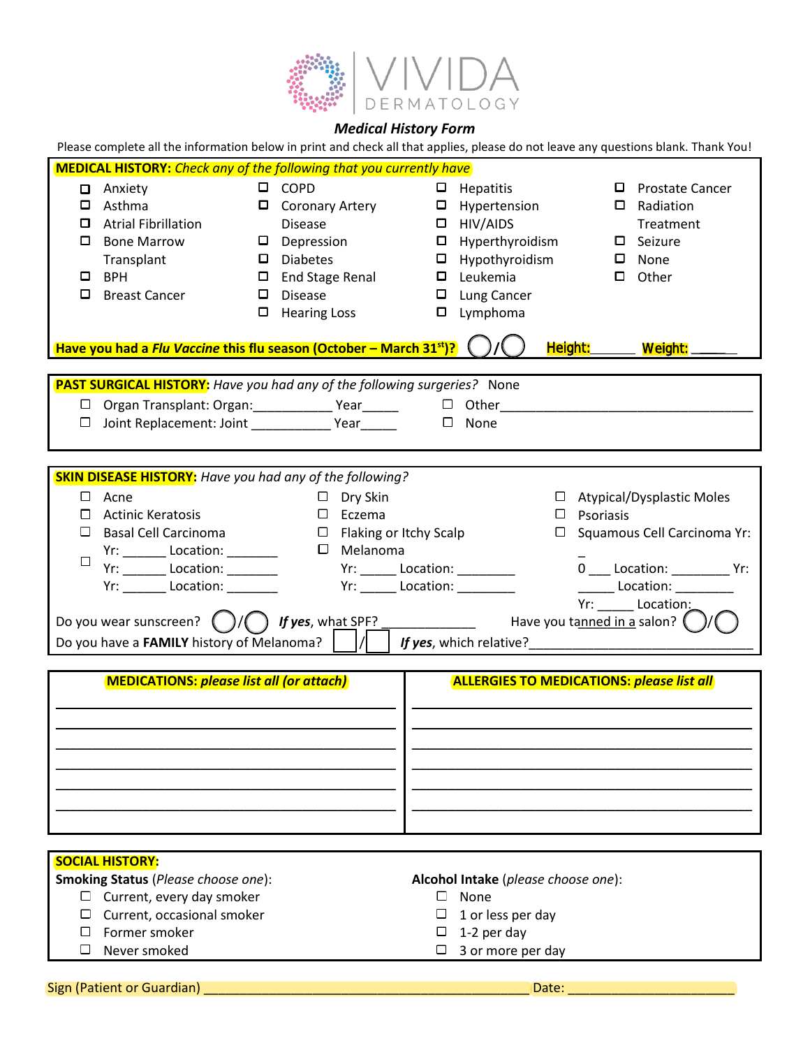# VIVIDA DERMATOLOGY

### *Medical History Form*

Please complete all the information below in print and check all that applies, please do not leave any questions blank. Thank You!

**MEDICAL HISTORY:** *Check any of the following that you currently have*

- ☐ Anxiety
- ☐ Asthma
- ☐ Atrial Fibrillation
- ☐ Bone Marrow Transplant
- ☐ BPH
- ☐ Breast Cancer
- ☐ COPD
- ☐ Coronary Artery Disease
- ☐ Depression
- ☐ Diabetes
- ☐ End Stage Renal Disease
- ☐ Hearing Loss
- ☐ Hepatitis
- ☐ Hypertension
- ☐ HIV/AIDS
- ☐ Hyperthyroidism
- ☐ Hypothyroidism
- ☐ Leukemia
- ☐ Lung Cancer
- ☐ Lymphoma
- ☐ Prostate Cancer
- ☐ Radiation Treatment
- ☐ Seizure
- ☐ None
- ☐ Other

**Have you had a *Flu Vaccine* this flu season (October – March 31st)?** ◯/◯ **Height:**______ **Weight:** ______

**PAST SURGICAL HISTORY:** *Have you had any of the following surgeries?* None

- ☐ Organ Transplant: Organ:___________ Year_____
- ☐ Joint Replacement: Joint ___________ Year_____
- ☐ Other____________________________________
- ☐ None

**SKIN DISEASE HISTORY:** *Have you had any of the following?*

- ☐ Acne
- ☐ Actinic Keratosis
- ☐ Basal Cell Carcinoma
  Yr: ______ Location: _______
  Yr: ______ Location: _______
  Yr: ______ Location: _______
- ☐ Dry Skin
- ☐ Eczema
- ☐ Flaking or Itchy Scalp
- ☐ Melanoma
  Yr: _____ Location: ________
  Yr: _____ Location: ________
- ☐ Atypical/Dysplastic Moles
- ☐ Psoriasis
- ☐ Squamous Cell Carcinoma Yr: _0 ___ Location: ________ Yr: ______ Location: ________ Yr: _____ Location:

Do you wear sunscreen? ◯/◯ ***If yes***, what SPF? _____________ Have you tanned in a salon? ◯/◯

Do you have a **FAMILY** history of Melanoma? ☐/☐ ***If yes***, which relative?_______________________________

| **MEDICATIONS:** ***please list all (or attach)*** | **ALLERGIES TO MEDICATIONS:** ***please list all*** |
|---|---|
| | |
| | |
| | |
| | |
| | |
| | |

**SOCIAL HISTORY:**

**Smoking Status** (*Please choose one*):

- ☐ Current, every day smoker
- ☐ Current, occasional smoker
- ☐ Former smoker
- ☐ Never smoked

**Alcohol Intake** (*please choose one*):

- ☐ None
- ☐ 1 or less per day
- ☐ 1-2 per day
- ☐ 3 or more per day

Sign (Patient or Guardian) ____________________________________________ Date: ______________________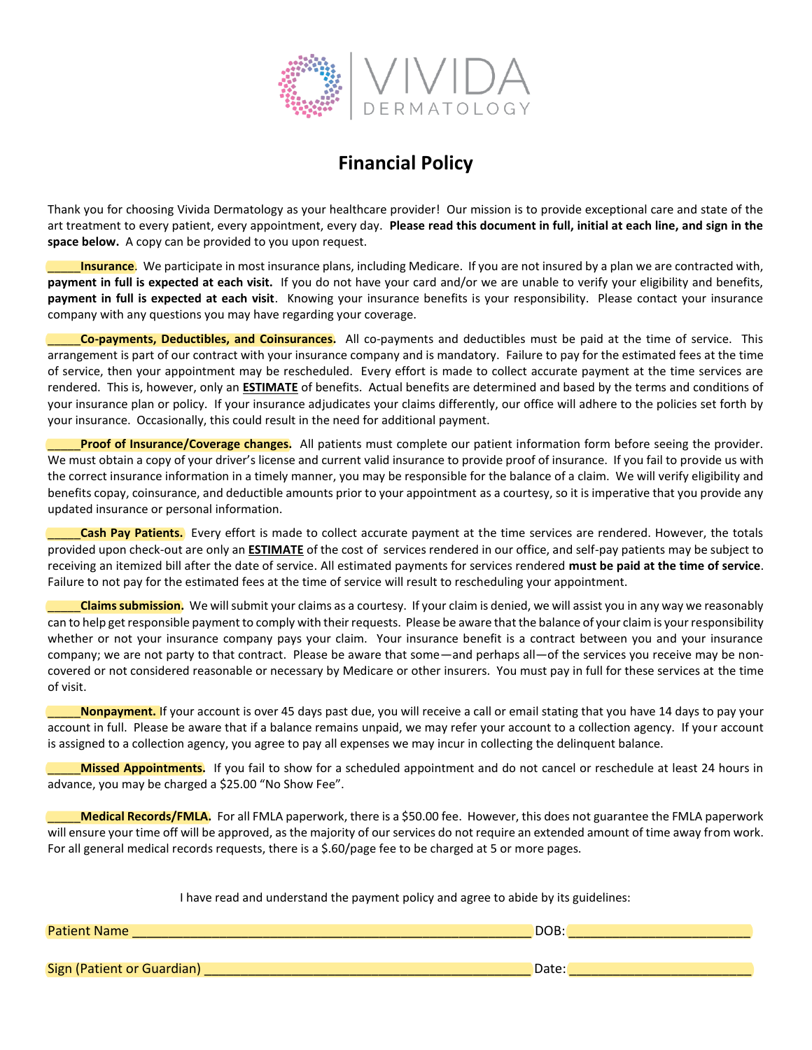VIVIDA DERMATOLOGY

# Financial Policy

Thank you for choosing Vivida Dermatology as your healthcare provider! Our mission is to provide exceptional care and state of the art treatment to every patient, every appointment, every day. **Please read this document in full, initial at each line, and sign in the space below.** A copy can be provided to you upon request.

_____**Insurance**. We participate in most insurance plans, including Medicare. If you are not insured by a plan we are contracted with, **payment in full is expected at each visit.** If you do not have your card and/or we are unable to verify your eligibility and benefits, **payment in full is expected at each visit**. Knowing your insurance benefits is your responsibility. Please contact your insurance company with any questions you may have regarding your coverage.

_____**Co-payments, Deductibles, and Coinsurances.** All co-payments and deductibles must be paid at the time of service. This arrangement is part of our contract with your insurance company and is mandatory. Failure to pay for the estimated fees at the time of service, then your appointment may be rescheduled. Every effort is made to collect accurate payment at the time services are rendered. This is, however, only an **ESTIMATE** of benefits. Actual benefits are determined and based by the terms and conditions of your insurance plan or policy. If your insurance adjudicates your claims differently, our office will adhere to the policies set forth by your insurance. Occasionally, this could result in the need for additional payment.

_____**Proof of Insurance/Coverage changes.** All patients must complete our patient information form before seeing the provider. We must obtain a copy of your driver's license and current valid insurance to provide proof of insurance. If you fail to provide us with the correct insurance information in a timely manner, you may be responsible for the balance of a claim. We will verify eligibility and benefits copay, coinsurance, and deductible amounts prior to your appointment as a courtesy, so it is imperative that you provide any updated insurance or personal information.

_____**Cash Pay Patients.** Every effort is made to collect accurate payment at the time services are rendered. However, the totals provided upon check-out are only an **ESTIMATE** of the cost of services rendered in our office, and self-pay patients may be subject to receiving an itemized bill after the date of service. All estimated payments for services rendered **must be paid at the time of service**. Failure to not pay for the estimated fees at the time of service will result to rescheduling your appointment.

_____**Claims submission.** We will submit your claims as a courtesy. If your claim is denied, we will assist you in any way we reasonably can to help get responsible payment to comply with their requests. Please be aware that the balance of your claim is your responsibility whether or not your insurance company pays your claim. Your insurance benefit is a contract between you and your insurance company; we are not party to that contract. Please be aware that some—and perhaps all—of the services you receive may be non-covered or not considered reasonable or necessary by Medicare or other insurers. You must pay in full for these services at the time of visit.

_____**Nonpayment.** If your account is over 45 days past due, you will receive a call or email stating that you have 14 days to pay your account in full. Please be aware that if a balance remains unpaid, we may refer your account to a collection agency. If your account is assigned to a collection agency, you agree to pay all expenses we may incur in collecting the delinquent balance.

_____**Missed Appointments.** If you fail to show for a scheduled appointment and do not cancel or reschedule at least 24 hours in advance, you may be charged a $25.00 "No Show Fee".

_____**Medical Records/FMLA.** For all FMLA paperwork, there is a $50.00 fee. However, this does not guarantee the FMLA paperwork will ensure your time off will be approved, as the majority of our services do not require an extended amount of time away from work. For all general medical records requests, there is a $.60/page fee to be charged at 5 or more pages.

I have read and understand the payment policy and agree to abide by its guidelines:

Patient Name ________________________________________________ DOB: ______________________

Sign (Patient or Guardian) ______________________________________ Date: ______________________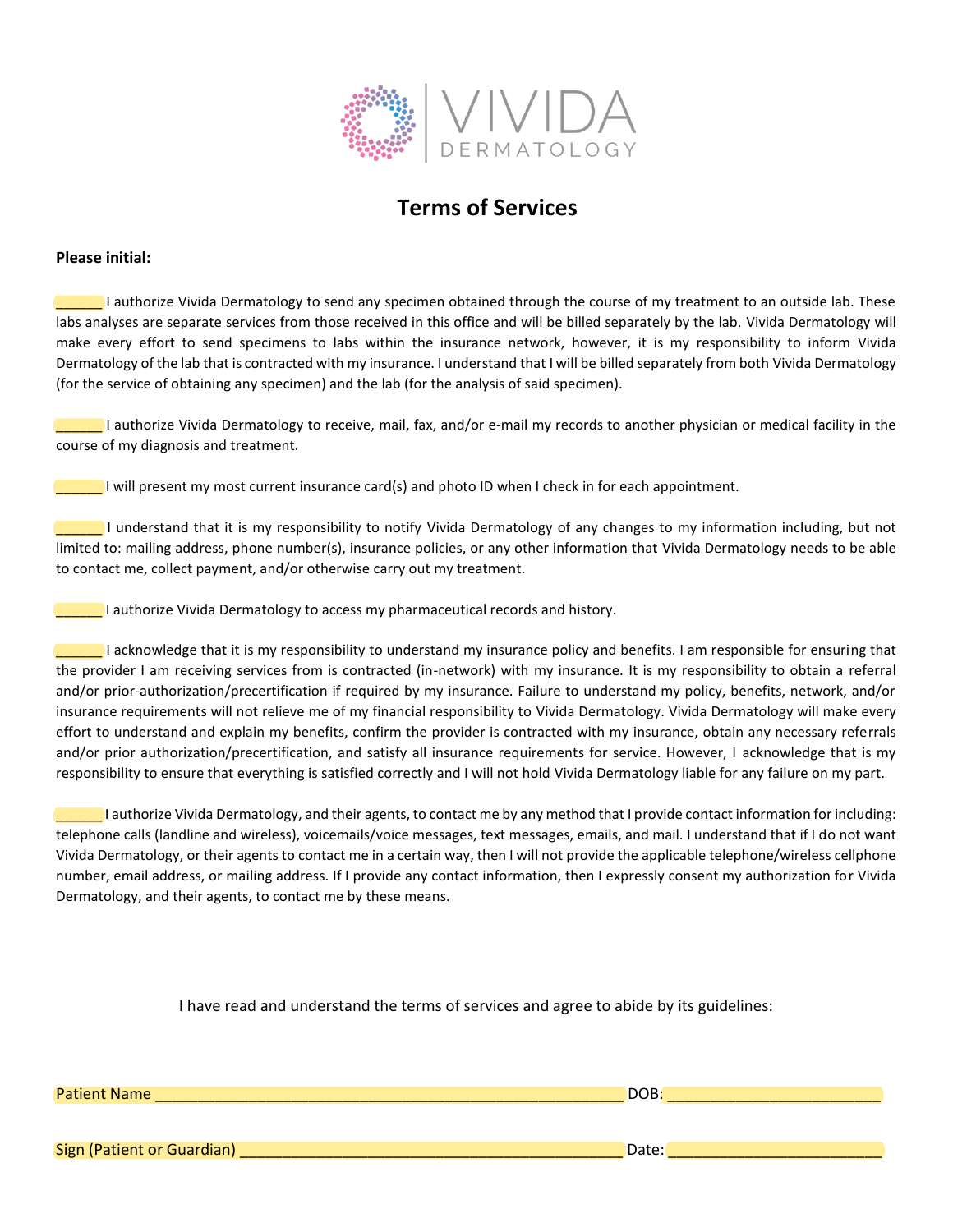VIVIDA DERMATOLOGY

# Terms of Services

**Please initial:**

______ I authorize Vivida Dermatology to send any specimen obtained through the course of my treatment to an outside lab. These labs analyses are separate services from those received in this office and will be billed separately by the lab. Vivida Dermatology will make every effort to send specimens to labs within the insurance network, however, it is my responsibility to inform Vivida Dermatology of the lab that is contracted with my insurance. I understand that I will be billed separately from both Vivida Dermatology (for the service of obtaining any specimen) and the lab (for the analysis of said specimen).

______ I authorize Vivida Dermatology to receive, mail, fax, and/or e-mail my records to another physician or medical facility in the course of my diagnosis and treatment.

______ I will present my most current insurance card(s) and photo ID when I check in for each appointment.

______ I understand that it is my responsibility to notify Vivida Dermatology of any changes to my information including, but not limited to: mailing address, phone number(s), insurance policies, or any other information that Vivida Dermatology needs to be able to contact me, collect payment, and/or otherwise carry out my treatment.

______ I authorize Vivida Dermatology to access my pharmaceutical records and history.

______ I acknowledge that it is my responsibility to understand my insurance policy and benefits. I am responsible for ensuring that the provider I am receiving services from is contracted (in-network) with my insurance. It is my responsibility to obtain a referral and/or prior-authorization/precertification if required by my insurance. Failure to understand my policy, benefits, network, and/or insurance requirements will not relieve me of my financial responsibility to Vivida Dermatology. Vivida Dermatology will make every effort to understand and explain my benefits, confirm the provider is contracted with my insurance, obtain any necessary referrals and/or prior authorization/precertification, and satisfy all insurance requirements for service. However, I acknowledge that is my responsibility to ensure that everything is satisfied correctly and I will not hold Vivida Dermatology liable for any failure on my part.

______ I authorize Vivida Dermatology, and their agents, to contact me by any method that I provide contact information for including: telephone calls (landline and wireless), voicemails/voice messages, text messages, emails, and mail. I understand that if I do not want Vivida Dermatology, or their agents to contact me in a certain way, then I will not provide the applicable telephone/wireless cellphone number, email address, or mailing address. If I provide any contact information, then I expressly consent my authorization for Vivida Dermatology, and their agents, to contact me by these means.

I have read and understand the terms of services and agree to abide by its guidelines:

Patient Name ________________________________________________ DOB: ______________________

Sign (Patient or Guardian) ______________________________________ Date: ______________________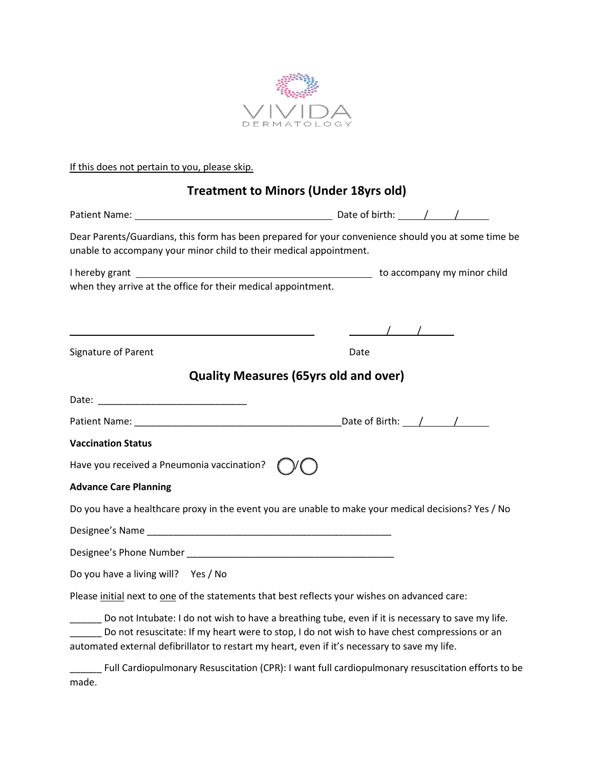VIVIDA DERMATOLOGY

If this does not pertain to you, please skip.

## Treatment to Minors (Under 18yrs old)

Patient Name: ______________________________ Date of birth: ____/____/____

Dear Parents/Guardians, this form has been prepared for your convenience should you at some time be unable to accompany your minor child to their medical appointment.

I hereby grant ______________________________ to accompany my minor child when they arrive at the office for their medical appointment.

______________________________ ____/____/____

Signature of Parent Date

## Quality Measures (65yrs old and over)

Date: ____________________________

Patient Name: _______________________________________Date of Birth: ___/_____/______

**Vaccination Status**

Have you received a Pneumonia vaccination? ◯/◯

**Advance Care Planning**

Do you have a healthcare proxy in the event you are unable to make your medical decisions? Yes / No

Designee's Name ______________________________________________

Designee's Phone Number _______________________________________

Do you have a living will? Yes / No

Please initial next to one of the statements that best reflects your wishes on advanced care:

______ Do not Intubate: I do not wish to have a breathing tube, even if it is necessary to save my life.
______ Do not resuscitate: If my heart were to stop, I do not wish to have chest compressions or an automated external defibrillator to restart my heart, even if it's necessary to save my life.

______ Full Cardiopulmonary Resuscitation (CPR): I want full cardiopulmonary resuscitation efforts to be made.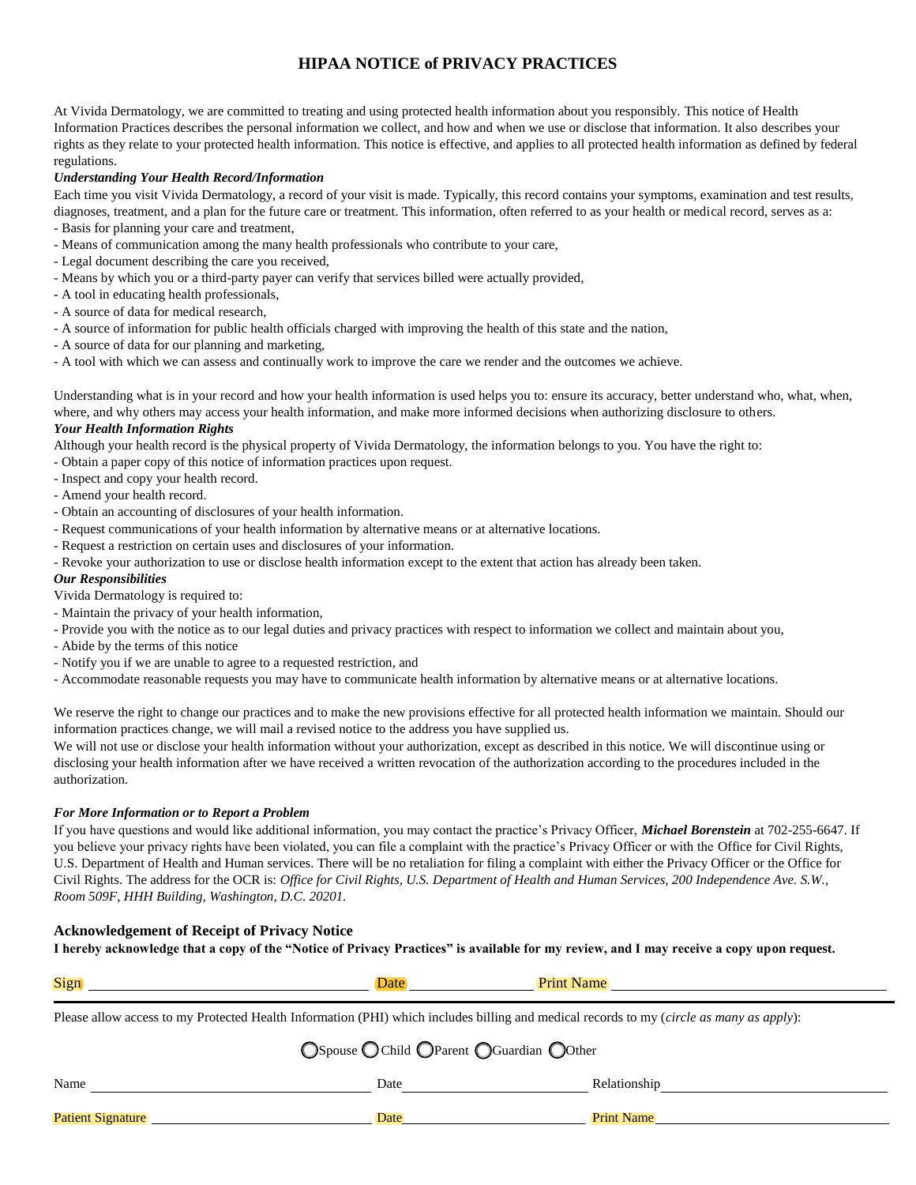# HIPAA NOTICE of PRIVACY PRACTICES

At Vivida Dermatology, we are committed to treating and using protected health information about you responsibly. This notice of Health Information Practices describes the personal information we collect, and how and when we use or disclose that information. It also describes your rights as they relate to your protected health information. This notice is effective, and applies to all protected health information as defined by federal regulations.

***Understanding Your Health Record/Information***

Each time you visit Vivida Dermatology, a record of your visit is made. Typically, this record contains your symptoms, examination and test results, diagnoses, treatment, and a plan for the future care or treatment. This information, often referred to as your health or medical record, serves as a:

- Basis for planning your care and treatment,
- Means of communication among the many health professionals who contribute to your care,
- Legal document describing the care you received,
- Means by which you or a third-party payer can verify that services billed were actually provided,
- A tool in educating health professionals,
- A source of data for medical research,
- A source of information for public health officials charged with improving the health of this state and the nation,
- A source of data for our planning and marketing,
- A tool with which we can assess and continually work to improve the care we render and the outcomes we achieve.

Understanding what is in your record and how your health information is used helps you to: ensure its accuracy, better understand who, what, when, where, and why others may access your health information, and make more informed decisions when authorizing disclosure to others.

***Your Health Information Rights***

Although your health record is the physical property of Vivida Dermatology, the information belongs to you. You have the right to:

- Obtain a paper copy of this notice of information practices upon request.
- Inspect and copy your health record.
- Amend your health record.
- Obtain an accounting of disclosures of your health information.
- Request communications of your health information by alternative means or at alternative locations.
- Request a restriction on certain uses and disclosures of your information.
- Revoke your authorization to use or disclose health information except to the extent that action has already been taken.

***Our Responsibilities***

Vivida Dermatology is required to:

- Maintain the privacy of your health information,
- Provide you with the notice as to our legal duties and privacy practices with respect to information we collect and maintain about you,
- Abide by the terms of this notice
- Notify you if we are unable to agree to a requested restriction, and
- Accommodate reasonable requests you may have to communicate health information by alternative means or at alternative locations.

We reserve the right to change our practices and to make the new provisions effective for all protected health information we maintain. Should our information practices change, we will mail a revised notice to the address you have supplied us.

We will not use or disclose your health information without your authorization, except as described in this notice. We will discontinue using or disclosing your health information after we have received a written revocation of the authorization according to the procedures included in the authorization.

***For More Information or to Report a Problem***

If you have questions and would like additional information, you may contact the practice's Privacy Officer, ***Michael Borenstein*** at 702-255-6647. If you believe your privacy rights have been violated, you can file a complaint with the practice's Privacy Officer or with the Office for Civil Rights, U.S. Department of Health and Human services. There will be no retaliation for filing a complaint with either the Privacy Officer or the Office for Civil Rights. The address for the OCR is: *Office for Civil Rights, U.S. Department of Health and Human Services, 200 Independence Ave. S.W., Room 509F, HHH Building, Washington, D.C. 20201.*

### Acknowledgement of Receipt of Privacy Notice

**I hereby acknowledge that a copy of the "Notice of Privacy Practices" is available for my review, and I may receive a copy upon request.**

Sign ______________________ Date ______________ Print Name ______________________

---

Please allow access to my Protected Health Information (PHI) which includes billing and medical records to my (*circle as many as apply*):

○ Spouse ○ Child ○ Parent ○ Guardian ○ Other

Name ______________________ Date ______________ Relationship ______________________

Patient Signature ______________________ Date ______________ Print Name ______________________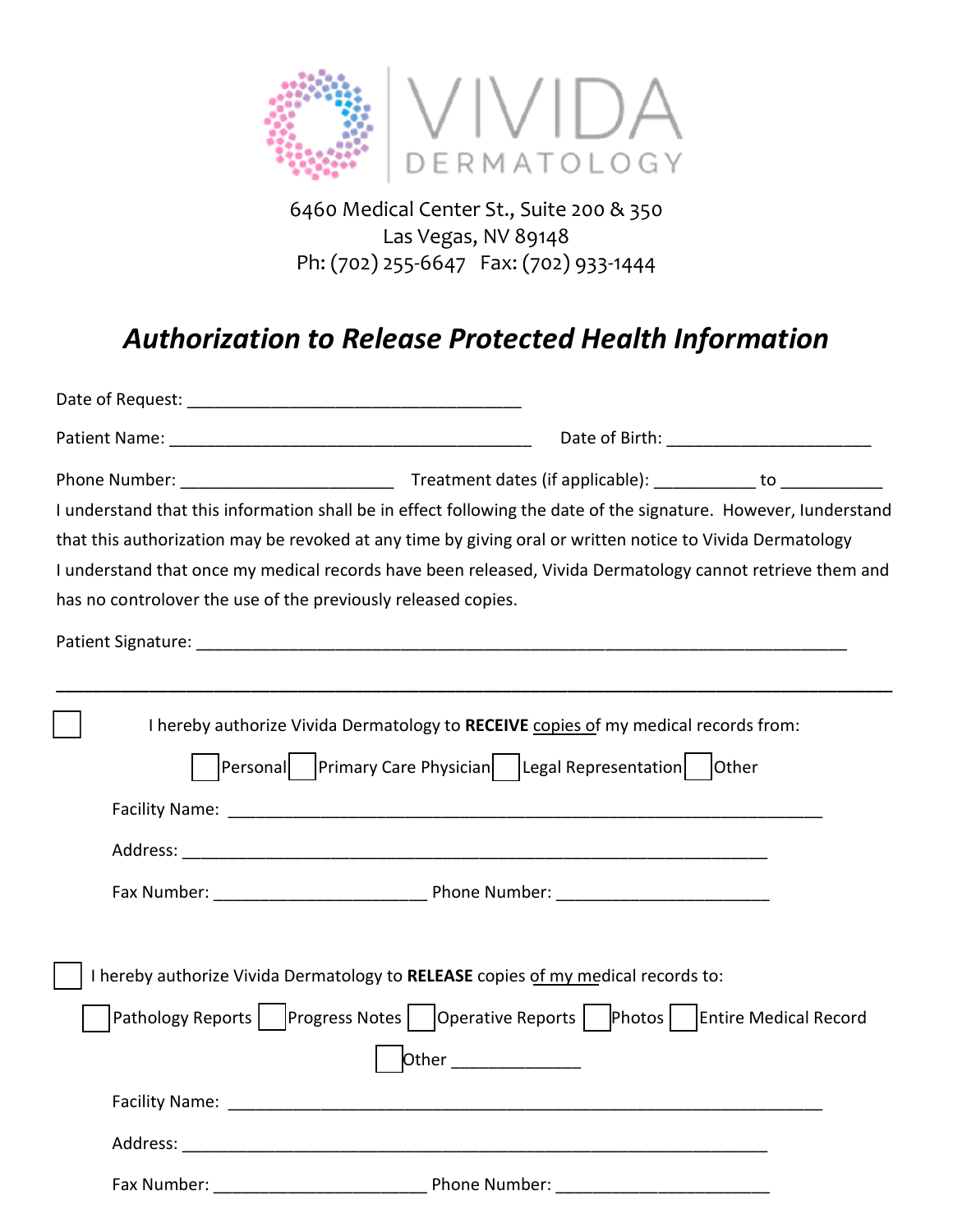VIVIDA DERMATOLOGY

6460 Medical Center St., Suite 200 & 350
Las Vegas, NV 89148
Ph: (702) 255-6647 Fax: (702) 933-1444

# *Authorization to Release Protected Health Information*

Date of Request: ___________________________________

Patient Name: ______________________________________ Date of Birth: _____________________

Phone Number: ______________________ Treatment dates (if applicable): __________ to __________

I understand that this information shall be in effect following the date of the signature. However, Iunderstand that this authorization may be revoked at any time by giving oral or written notice to Vivida Dermatology

I understand that once my medical records have been released, Vivida Dermatology cannot retrieve them and has no controlover the use of the previously released copies.

Patient Signature: ____________________________________________________________________

---

☐ I hereby authorize Vivida Dermatology to **RECEIVE** copies of my medical records from:

☐ Personal ☐ Primary Care Physician ☐ Legal Representation ☐ Other

Facility Name: _______________________________________________________________

Address: ____________________________________________________________

Fax Number: ______________________ Phone Number: ______________________

☐ I hereby authorize Vivida Dermatology to **RELEASE** copies of my medical records to:

☐ Pathology Reports ☐ Progress Notes ☐ Operative Reports ☐ Photos ☐ Entire Medical Record

☐ Other _____________

Facility Name: _______________________________________________________________

Address: ____________________________________________________________

Fax Number: ______________________ Phone Number: ______________________